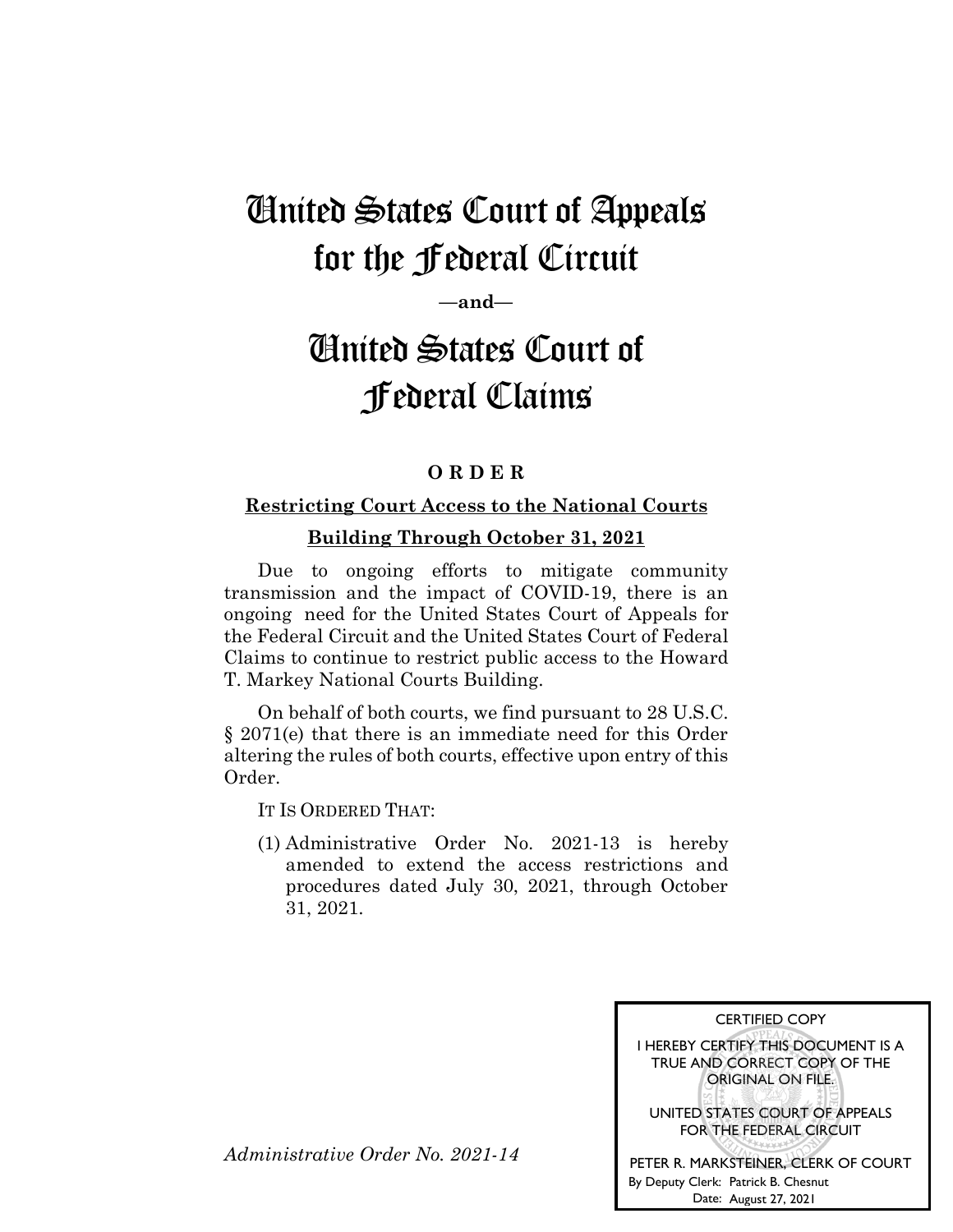# United States Court of Appeals for the Federal Circuit

**—and—**

# United States Court of Federal Claims

**O R D E R**

**Restricting Court Access to the National Courts Building Through October 31, 2021**

Due to ongoing efforts to mitigate community transmission and the impact of COVID-19, there is an ongoing need for the United States Court of Appeals for the Federal Circuit and the United States Court of Federal Claims to continue to restrict public access to the Howard T. Markey National Courts Building.

On behalf of both courts, we find pursuant to 28 U.S.C. § 2071(e) that there is an immediate need for this Order altering the rules of both courts, effective upon entry of this Order.

IT IS ORDERED THAT:

(1) Administrative Order No. 2021-13 is hereby amended to extend the access restrictions and procedures dated July 30, 2021, through October 31, 2021.

*Administrative Order No. 2021-14*

CERTIFIED COPY

I HEREBY CERTIFY THIS DOCUMENT IS A TRUE AND CORRECT COPY OF THE ORIGINAL ON FILE.

UNITED STATES COURT OF APPEALS FOR THE FEDERAL CIRCUIT

PETER R. MARKSTEINER, CLERK OF COURT

By Deputy Clerk: Patrick B. Chesnut

Date: August 27, 2021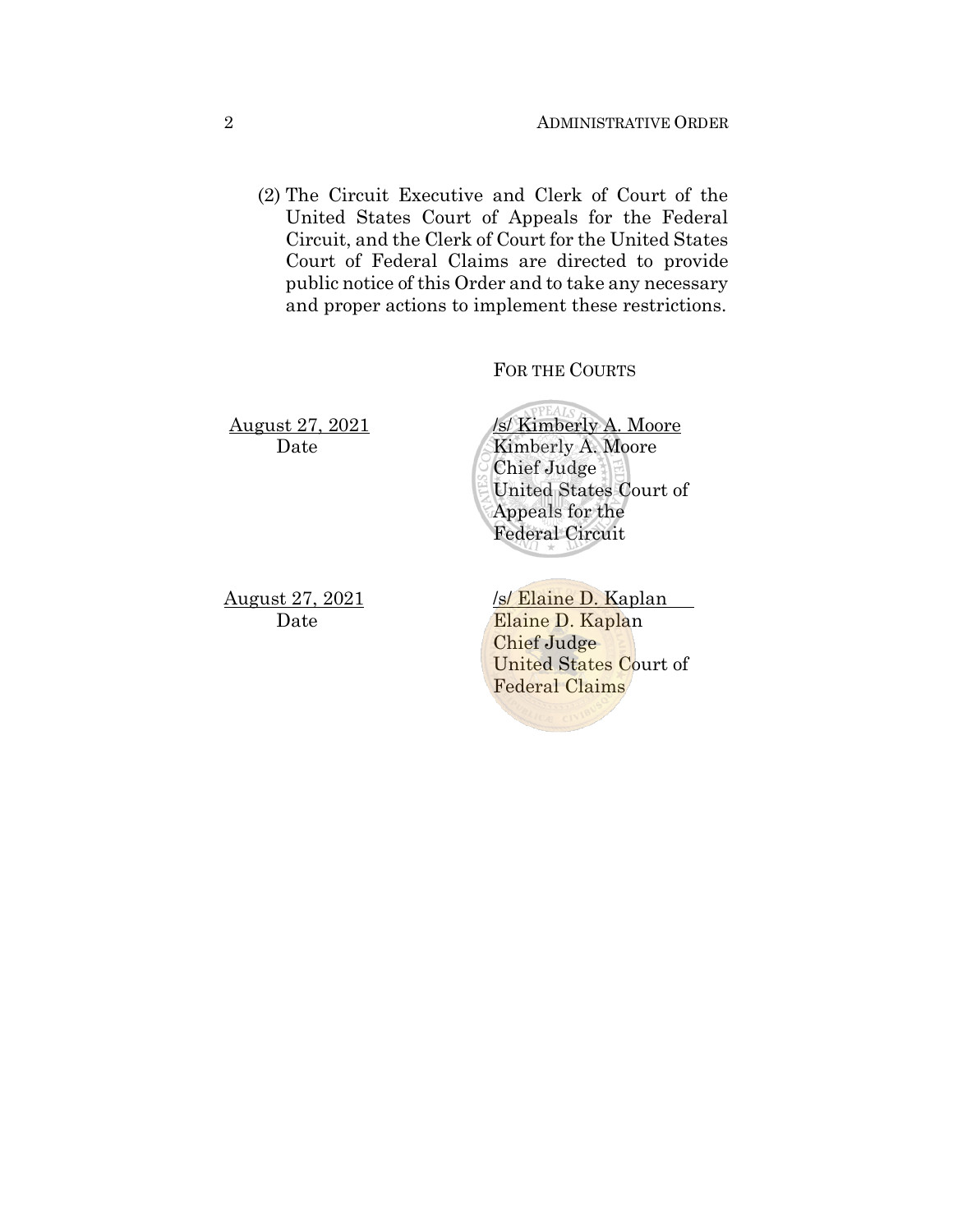(2) The Circuit Executive and Clerk of Court of the United States Court of Appeals for the Federal Circuit, and the Clerk of Court for the United States Court of Federal Claims are directed to provide public notice of this Order and to take any necessary and proper actions to implement these restrictions.

FOR THE COURTS

August 27, 2021
Date

/s/ Kimberly A. Moore
Kimberly A. Moore
Chief Judge
United States Court of Appeals for the Federal Circuit

August 27, 2021
Date

/s/ Elaine D. Kaplan
Elaine D. Kaplan
Chief Judge
United States Court of Federal Claims